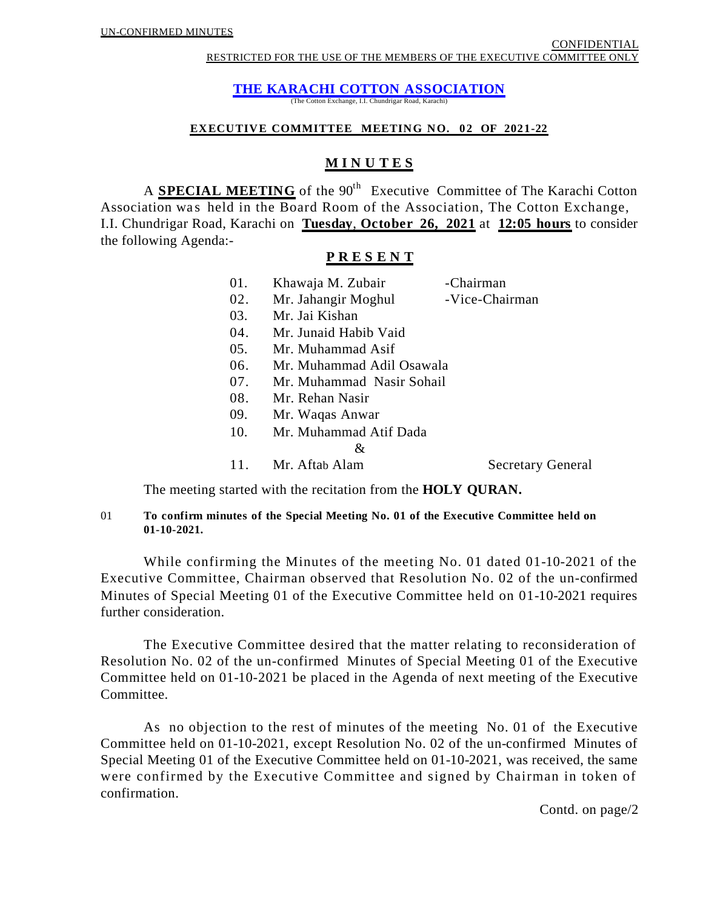UN-CONFIRMED MINUTES

CONFIDENTIAL

RESTRICTED FOR THE USE OF THE MEMBERS OF THE EXECUTIVE COMMITTEE ONLY

# THE KARACHI COTTON ASSOCIATION

(The Cotton Exchange, I.I. Chundrigar Road, Karachi)

**EXECUTIVE COMMITTEE MEETING NO. 02 OF 2021-22**

## MINUTES

A **SPECIAL MEETING** of the 90th Executive Committee of The Karachi Cotton Association was held in the Board Room of the Association, The Cotton Exchange, I.I. Chundrigar Road, Karachi on **Tuesday, October 26, 2021** at **12:05 hours** to consider the following Agenda:-

## PRESENT

01. Khawaja M. Zubair -Chairman
02. Mr. Jahangir Moghul -Vice-Chairman
03. Mr. Jai Kishan
04. Mr. Junaid Habib Vaid
05. Mr. Muhammad Asif
06. Mr. Muhammad Adil Osawala
07. Mr. Muhammad Nasir Sohail
08. Mr. Rehan Nasir
09. Mr. Waqas Anwar
10. Mr. Muhammad Atif Dada

&

11. Mr. Aftab Alam Secretary General

The meeting started with the recitation from the **HOLY QURAN.**

01 **To confirm minutes of the Special Meeting No. 01 of the Executive Committee held on 01-10-2021.**

While confirming the Minutes of the meeting No. 01 dated 01-10-2021 of the Executive Committee, Chairman observed that Resolution No. 02 of the un-confirmed Minutes of Special Meeting 01 of the Executive Committee held on 01-10-2021 requires further consideration.

The Executive Committee desired that the matter relating to reconsideration of Resolution No. 02 of the un-confirmed Minutes of Special Meeting 01 of the Executive Committee held on 01-10-2021 be placed in the Agenda of next meeting of the Executive Committee.

As no objection to the rest of minutes of the meeting No. 01 of the Executive Committee held on 01-10-2021, except Resolution No. 02 of the un-confirmed Minutes of Special Meeting 01 of the Executive Committee held on 01-10-2021, was received, the same were confirmed by the Executive Committee and signed by Chairman in token of confirmation.

Contd. on page/2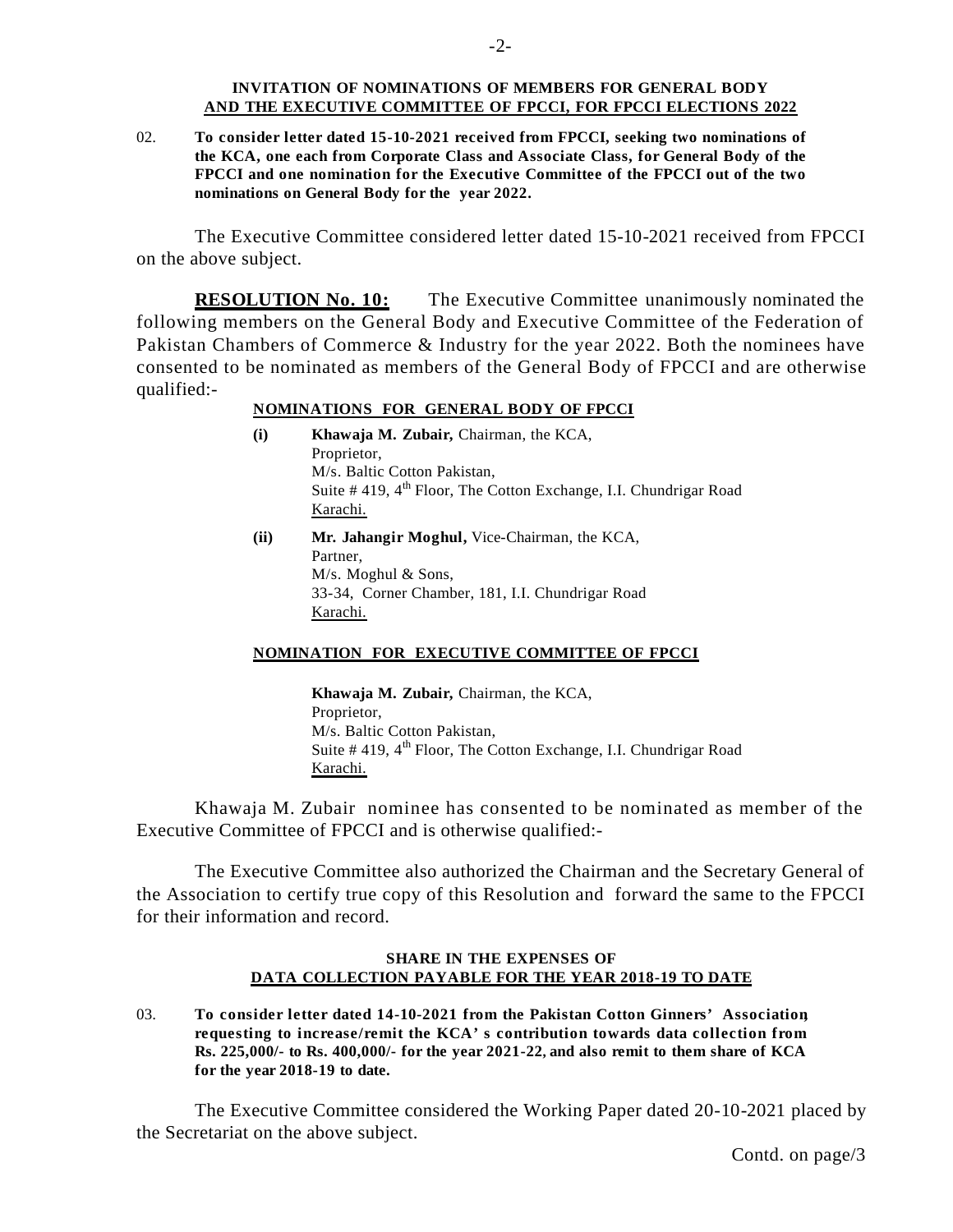**INVITATION OF NOMINATIONS OF MEMBERS FOR GENERAL BODY**
**AND THE EXECUTIVE COMMITTEE OF FPCCI, FOR FPCCI ELECTIONS 2022**

02. **To consider letter dated 15-10-2021 received from FPCCI, seeking two nominations of the KCA, one each from Corporate Class and Associate Class, for General Body of the FPCCI and one nomination for the Executive Committee of the FPCCI out of the two nominations on General Body for the year 2022.**

The Executive Committee considered letter dated 15-10-2021 received from FPCCI on the above subject.

**RESOLUTION No. 10:** The Executive Committee unanimously nominated the following members on the General Body and Executive Committee of the Federation of Pakistan Chambers of Commerce & Industry for the year 2022. Both the nominees have consented to be nominated as members of the General Body of FPCCI and are otherwise qualified:-

**NOMINATIONS FOR GENERAL BODY OF FPCCI**

**(i)** **Khawaja M. Zubair,** Chairman, the KCA,
Proprietor,
M/s. Baltic Cotton Pakistan,
Suite # 419, 4th Floor, The Cotton Exchange, I.I. Chundrigar Road
Karachi.

**(ii)** **Mr. Jahangir Moghul,** Vice-Chairman, the KCA,
Partner,
M/s. Moghul & Sons,
33-34, Corner Chamber, 181, I.I. Chundrigar Road
Karachi.

**NOMINATION FOR EXECUTIVE COMMITTEE OF FPCCI**

**Khawaja M. Zubair,** Chairman, the KCA,
Proprietor,
M/s. Baltic Cotton Pakistan,
Suite # 419, 4th Floor, The Cotton Exchange, I.I. Chundrigar Road
Karachi.

Khawaja M. Zubair nominee has consented to be nominated as member of the Executive Committee of FPCCI and is otherwise qualified:-

The Executive Committee also authorized the Chairman and the Secretary General of the Association to certify true copy of this Resolution and forward the same to the FPCCI for their information and record.

**SHARE IN THE EXPENSES OF**
**DATA COLLECTION PAYABLE FOR THE YEAR 2018-19 TO DATE**

03. **To consider letter dated 14-10-2021 from the Pakistan Cotton Ginners' Association, requesting to increase/remit the KCA's contribution towards data collection from Rs. 225,000/- to Rs. 400,000/- for the year 2021-22, and also remit to them share of KCA for the year 2018-19 to date.**

The Executive Committee considered the Working Paper dated 20-10-2021 placed by the Secretariat on the above subject.

Contd. on page/3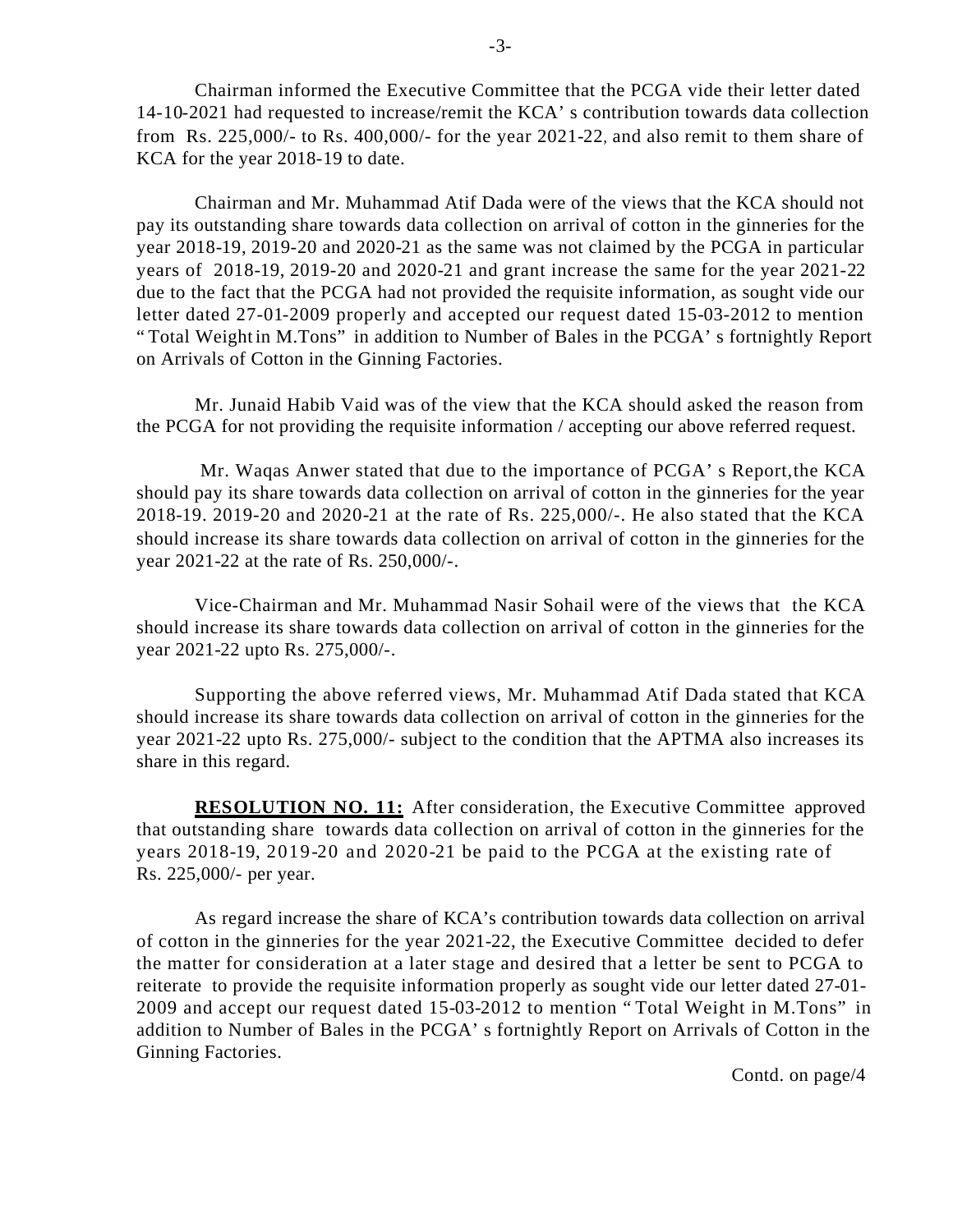Chairman informed the Executive Committee that the PCGA vide their letter dated 14-10-2021 had requested to increase/remit the KCA's contribution towards data collection from Rs. 225,000/- to Rs. 400,000/- for the year 2021-22, and also remit to them share of KCA for the year 2018-19 to date.

Chairman and Mr. Muhammad Atif Dada were of the views that the KCA should not pay its outstanding share towards data collection on arrival of cotton in the ginneries for the year 2018-19, 2019-20 and 2020-21 as the same was not claimed by the PCGA in particular years of 2018-19, 2019-20 and 2020-21 and grant increase the same for the year 2021-22 due to the fact that the PCGA had not provided the requisite information, as sought vide our letter dated 27-01-2009 properly and accepted our request dated 15-03-2012 to mention "Total Weight in M.Tons" in addition to Number of Bales in the PCGA's fortnightly Report on Arrivals of Cotton in the Ginning Factories.

Mr. Junaid Habib Vaid was of the view that the KCA should asked the reason from the PCGA for not providing the requisite information / accepting our above referred request.

Mr. Waqas Anwer stated that due to the importance of PCGA's Report, the KCA should pay its share towards data collection on arrival of cotton in the ginneries for the year 2018-19. 2019-20 and 2020-21 at the rate of Rs. 225,000/-. He also stated that the KCA should increase its share towards data collection on arrival of cotton in the ginneries for the year 2021-22 at the rate of Rs. 250,000/-.

Vice-Chairman and Mr. Muhammad Nasir Sohail were of the views that the KCA should increase its share towards data collection on arrival of cotton in the ginneries for the year 2021-22 upto Rs. 275,000/-.

Supporting the above referred views, Mr. Muhammad Atif Dada stated that KCA should increase its share towards data collection on arrival of cotton in the ginneries for the year 2021-22 upto Rs. 275,000/- subject to the condition that the APTMA also increases its share in this regard.

**RESOLUTION NO. 11:** After consideration, the Executive Committee approved that outstanding share towards data collection on arrival of cotton in the ginneries for the years 2018-19, 2019-20 and 2020-21 be paid to the PCGA at the existing rate of Rs. 225,000/- per year.

As regard increase the share of KCA's contribution towards data collection on arrival of cotton in the ginneries for the year 2021-22, the Executive Committee decided to defer the matter for consideration at a later stage and desired that a letter be sent to PCGA to reiterate to provide the requisite information properly as sought vide our letter dated 27-01-2009 and accept our request dated 15-03-2012 to mention "Total Weight in M.Tons" in addition to Number of Bales in the PCGA's fortnightly Report on Arrivals of Cotton in the Ginning Factories.

Contd. on page/4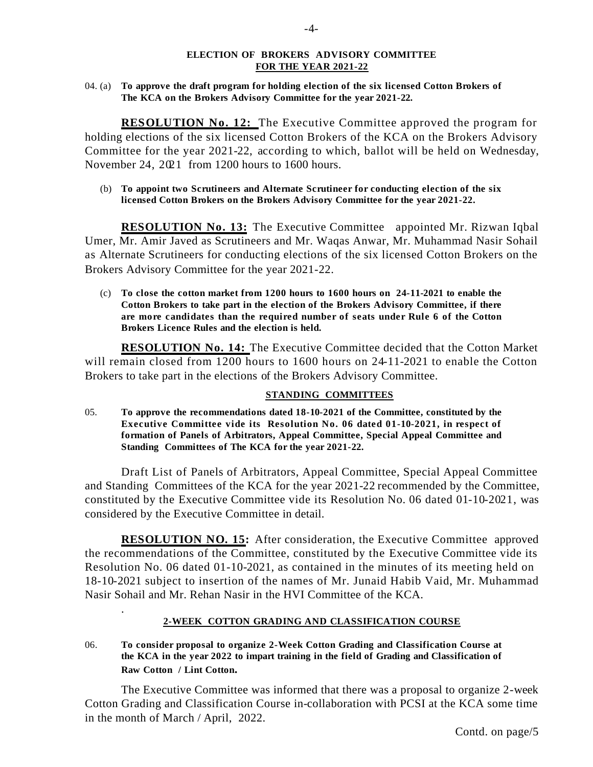## ELECTION OF BROKERS ADVISORY COMMITTEE
## FOR THE YEAR 2021-22

04. (a) **To approve the draft program for holding election of the six licensed Cotton Brokers of The KCA on the Brokers Advisory Committee for the year 2021-22.**

**RESOLUTION No. 12:** The Executive Committee approved the program for holding elections of the six licensed Cotton Brokers of the KCA on the Brokers Advisory Committee for the year 2021-22, according to which, ballot will be held on Wednesday, November 24, 2021 from 1200 hours to 1600 hours.

(b) **To appoint two Scrutineers and Alternate Scrutineer for conducting election of the six licensed Cotton Brokers on the Brokers Advisory Committee for the year 2021-22.**

**RESOLUTION No. 13:** The Executive Committee appointed Mr. Rizwan Iqbal Umer, Mr. Amir Javed as Scrutineers and Mr. Waqas Anwar, Mr. Muhammad Nasir Sohail as Alternate Scrutineers for conducting elections of the six licensed Cotton Brokers on the Brokers Advisory Committee for the year 2021-22.

(c) **To close the cotton market from 1200 hours to 1600 hours on 24-11-2021 to enable the Cotton Brokers to take part in the election of the Brokers Advisory Committee, if there are more candidates than the required number of seats under Rule 6 of the Cotton Brokers Licence Rules and the election is held.**

**RESOLUTION No. 14:** The Executive Committee decided that the Cotton Market will remain closed from 1200 hours to 1600 hours on 24-11-2021 to enable the Cotton Brokers to take part in the elections of the Brokers Advisory Committee.

## STANDING COMMITTEES

05. **To approve the recommendations dated 18-10-2021 of the Committee, constituted by the Executive Committee vide its Resolution No. 06 dated 01-10-2021, in respect of formation of Panels of Arbitrators, Appeal Committee, Special Appeal Committee and Standing Committees of The KCA for the year 2021-22.**

Draft List of Panels of Arbitrators, Appeal Committee, Special Appeal Committee and Standing Committees of the KCA for the year 2021-22 recommended by the Committee, constituted by the Executive Committee vide its Resolution No. 06 dated 01-10-2021, was considered by the Executive Committee in detail.

**RESOLUTION NO. 15:** After consideration, the Executive Committee approved the recommendations of the Committee, constituted by the Executive Committee vide its Resolution No. 06 dated 01-10-2021, as contained in the minutes of its meeting held on 18-10-2021 subject to insertion of the names of Mr. Junaid Habib Vaid, Mr. Muhammad Nasir Sohail and Mr. Rehan Nasir in the HVI Committee of the KCA.

## 2-WEEK COTTON GRADING AND CLASSIFICATION COURSE

06. **To consider proposal to organize 2-Week Cotton Grading and Classification Course at the KCA in the year 2022 to impart training in the field of Grading and Classification of Raw Cotton / Lint Cotton.**

The Executive Committee was informed that there was a proposal to organize 2-week Cotton Grading and Classification Course in-collaboration with PCSI at the KCA some time in the month of March / April, 2022.

Contd. on page/5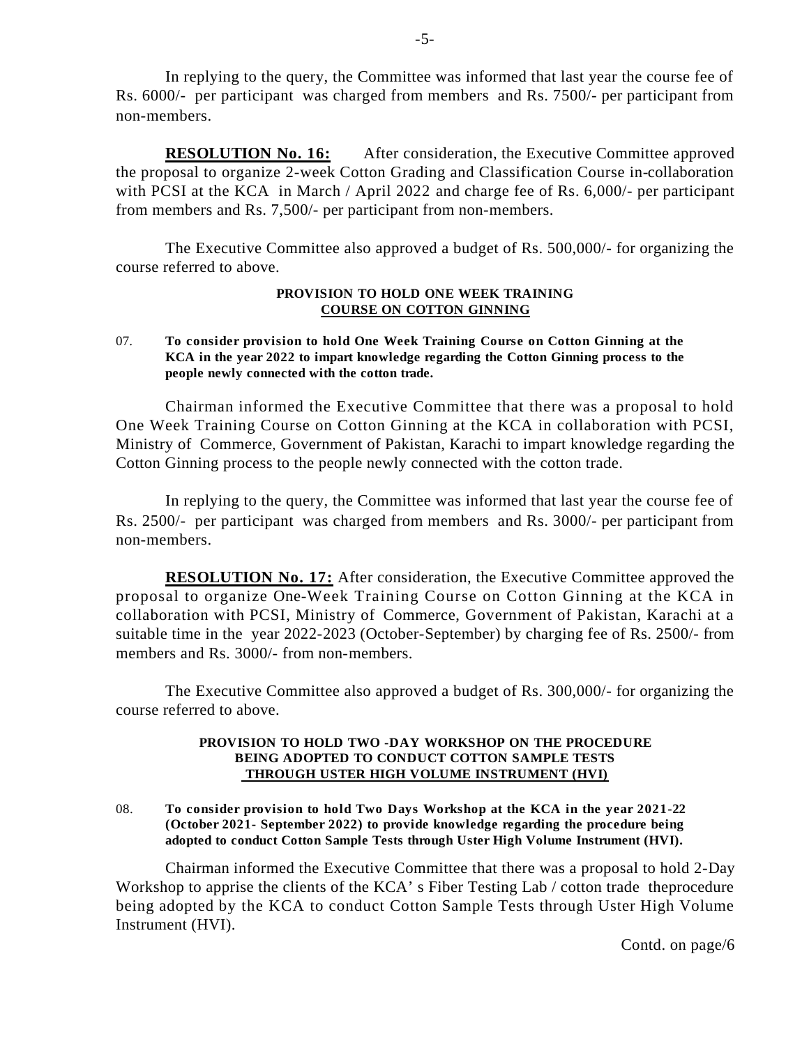In replying to the query, the Committee was informed that last year the course fee of Rs. 6000/- per participant was charged from members and Rs. 7500/- per participant from non-members.

**RESOLUTION No. 16:** After consideration, the Executive Committee approved the proposal to organize 2-week Cotton Grading and Classification Course in-collaboration with PCSI at the KCA in March / April 2022 and charge fee of Rs. 6,000/- per participant from members and Rs. 7,500/- per participant from non-members.

The Executive Committee also approved a budget of Rs. 500,000/- for organizing the course referred to above.

**PROVISION TO HOLD ONE WEEK TRAINING COURSE ON COTTON GINNING**

07. **To consider provision to hold One Week Training Course on Cotton Ginning at the KCA in the year 2022 to impart knowledge regarding the Cotton Ginning process to the people newly connected with the cotton trade.**

Chairman informed the Executive Committee that there was a proposal to hold One Week Training Course on Cotton Ginning at the KCA in collaboration with PCSI, Ministry of Commerce, Government of Pakistan, Karachi to impart knowledge regarding the Cotton Ginning process to the people newly connected with the cotton trade.

In replying to the query, the Committee was informed that last year the course fee of Rs. 2500/- per participant was charged from members and Rs. 3000/- per participant from non-members.

**RESOLUTION No. 17:** After consideration, the Executive Committee approved the proposal to organize One-Week Training Course on Cotton Ginning at the KCA in collaboration with PCSI, Ministry of Commerce, Government of Pakistan, Karachi at a suitable time in the year 2022-2023 (October-September) by charging fee of Rs. 2500/- from members and Rs. 3000/- from non-members.

The Executive Committee also approved a budget of Rs. 300,000/- for organizing the course referred to above.

**PROVISION TO HOLD TWO -DAY WORKSHOP ON THE PROCEDURE BEING ADOPTED TO CONDUCT COTTON SAMPLE TESTS THROUGH USTER HIGH VOLUME INSTRUMENT (HVI)**

08. **To consider provision to hold Two Days Workshop at the KCA in the year 2021-22 (October 2021- September 2022) to provide knowledge regarding the procedure being adopted to conduct Cotton Sample Tests through Uster High Volume Instrument (HVI).**

Chairman informed the Executive Committee that there was a proposal to hold 2-Day Workshop to apprise the clients of the KCA' s Fiber Testing Lab / cotton trade theprocedure being adopted by the KCA to conduct Cotton Sample Tests through Uster High Volume Instrument (HVI).

Contd. on page/6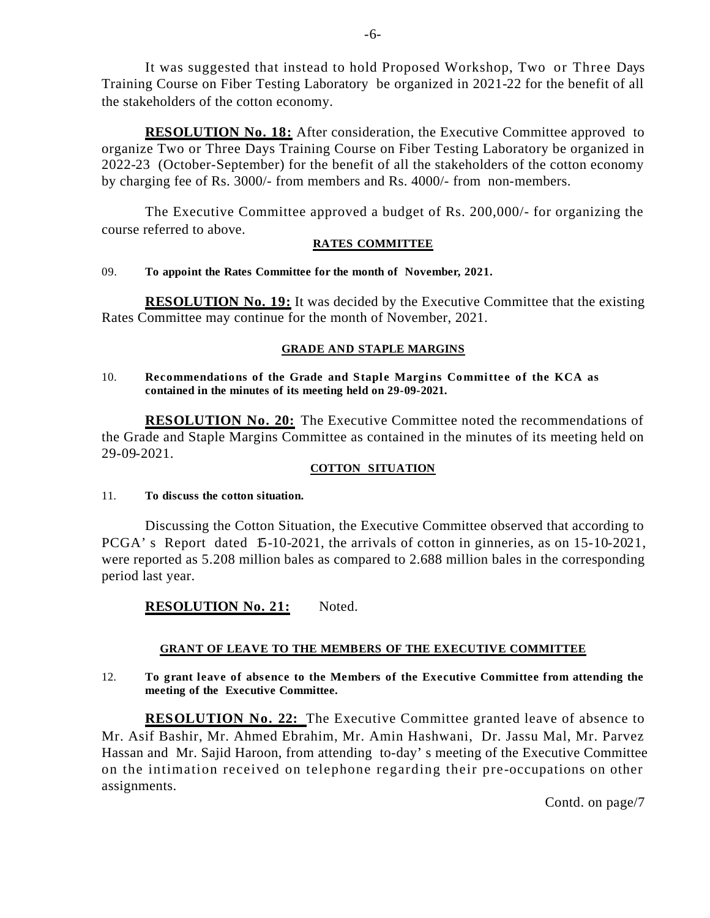It was suggested that instead to hold Proposed Workshop, Two or Three Days Training Course on Fiber Testing Laboratory be organized in 2021-22 for the benefit of all the stakeholders of the cotton economy.

**RESOLUTION No. 18:** After consideration, the Executive Committee approved to organize Two or Three Days Training Course on Fiber Testing Laboratory be organized in 2022-23 (October-September) for the benefit of all the stakeholders of the cotton economy by charging fee of Rs. 3000/- from members and Rs. 4000/- from non-members.

The Executive Committee approved a budget of Rs. 200,000/- for organizing the course referred to above.

**RATES COMMITTEE**

09. **To appoint the Rates Committee for the month of November, 2021.**

**RESOLUTION No. 19:** It was decided by the Executive Committee that the existing Rates Committee may continue for the month of November, 2021.

**GRADE AND STAPLE MARGINS**

10. **Recommendations of the Grade and Staple Margins Committee of the KCA as contained in the minutes of its meeting held on 29-09-2021.**

**RESOLUTION No. 20:** The Executive Committee noted the recommendations of the Grade and Staple Margins Committee as contained in the minutes of its meeting held on 29-09-2021.

**COTTON SITUATION**

11. **To discuss the cotton situation.**

Discussing the Cotton Situation, the Executive Committee observed that according to PCGA's Report dated 15-10-2021, the arrivals of cotton in ginneries, as on 15-10-2021, were reported as 5.208 million bales as compared to 2.688 million bales in the corresponding period last year.

**RESOLUTION No. 21:** Noted.

**GRANT OF LEAVE TO THE MEMBERS OF THE EXECUTIVE COMMITTEE**

12. **To grant leave of absence to the Members of the Executive Committee from attending the meeting of the Executive Committee.**

**RESOLUTION No. 22:** The Executive Committee granted leave of absence to Mr. Asif Bashir, Mr. Ahmed Ebrahim, Mr. Amin Hashwani, Dr. Jassu Mal, Mr. Parvez Hassan and Mr. Sajid Haroon, from attending to-day's meeting of the Executive Committee on the intimation received on telephone regarding their pre-occupations on other assignments.

Contd. on page/7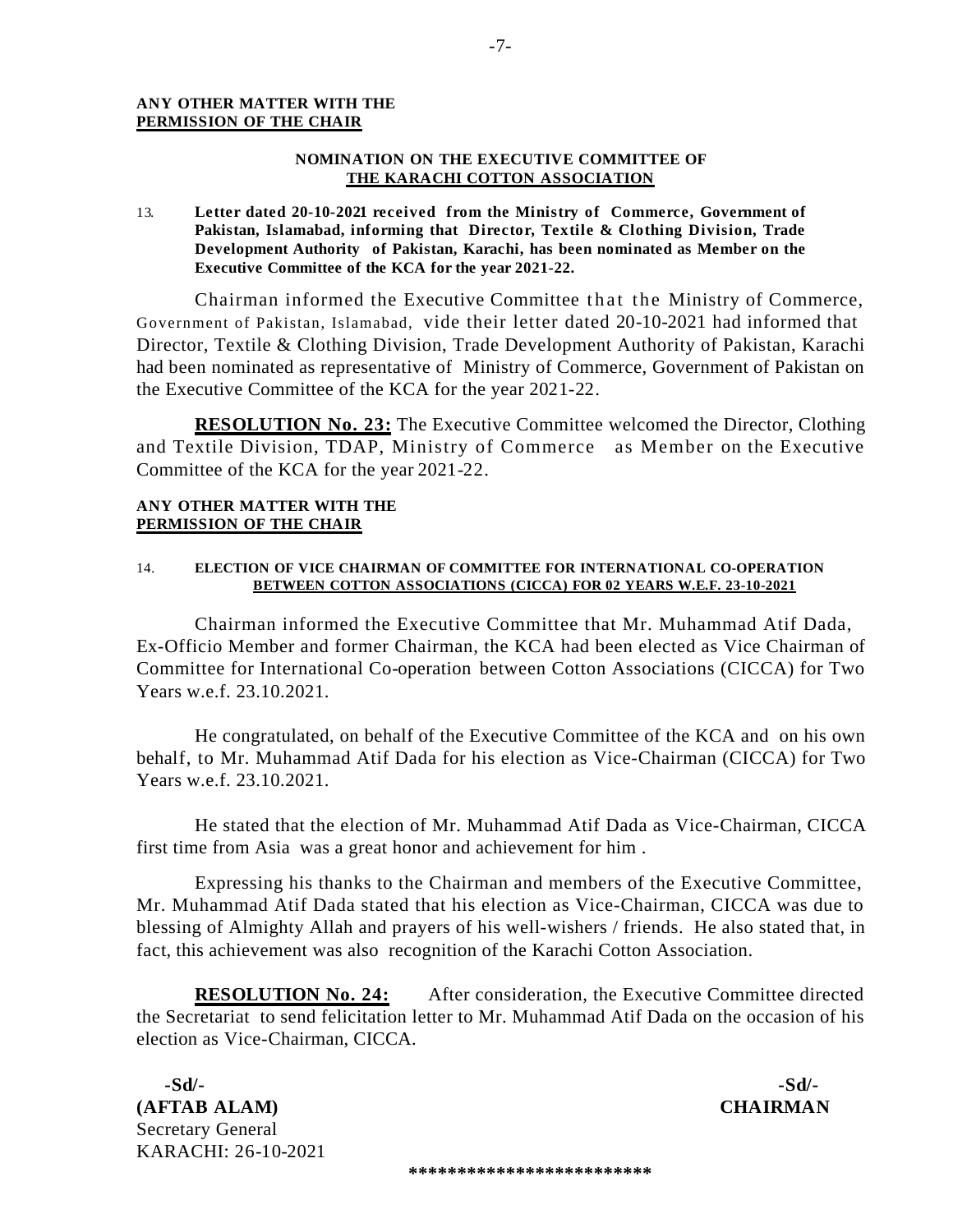**ANY OTHER MATTER WITH THE**
**<u>PERMISSION OF THE CHAIR</u>**

**NOMINATION ON THE EXECUTIVE COMMITTEE OF**
**<u>THE KARACHI COTTON ASSOCIATION</u>**

13. **Letter dated 20-10-2021 received from the Ministry of Commerce, Government of Pakistan, Islamabad, informing that Director, Textile & Clothing Division, Trade Development Authority of Pakistan, Karachi, has been nominated as Member on the Executive Committee of the KCA for the year 2021-22.**

Chairman informed the Executive Committee that the Ministry of Commerce, Government of Pakistan, Islamabad, vide their letter dated 20-10-2021 had informed that Director, Textile & Clothing Division, Trade Development Authority of Pakistan, Karachi had been nominated as representative of Ministry of Commerce, Government of Pakistan on the Executive Committee of the KCA for the year 2021-22.

**<u>RESOLUTION No. 23:</u>** The Executive Committee welcomed the Director, Clothing and Textile Division, TDAP, Ministry of Commerce as Member on the Executive Committee of the KCA for the year 2021-22.

**ANY OTHER MATTER WITH THE**
**<u>PERMISSION OF THE CHAIR</u>**

14. **ELECTION OF VICE CHAIRMAN OF COMMITTEE FOR INTERNATIONAL CO-OPERATION <u>BETWEEN COTTON ASSOCIATIONS (CICCA) FOR 02 YEARS W.E.F. 23-10-2021</u>**

Chairman informed the Executive Committee that Mr. Muhammad Atif Dada, Ex-Officio Member and former Chairman, the KCA had been elected as Vice Chairman of Committee for International Co-operation between Cotton Associations (CICCA) for Two Years w.e.f. 23.10.2021.

He congratulated, on behalf of the Executive Committee of the KCA and on his own behalf, to Mr. Muhammad Atif Dada for his election as Vice-Chairman (CICCA) for Two Years w.e.f. 23.10.2021.

He stated that the election of Mr. Muhammad Atif Dada as Vice-Chairman, CICCA first time from Asia was a great honor and achievement for him .

Expressing his thanks to the Chairman and members of the Executive Committee, Mr. Muhammad Atif Dada stated that his election as Vice-Chairman, CICCA was due to blessing of Almighty Allah and prayers of his well-wishers / friends. He also stated that, in fact, this achievement was also recognition of the Karachi Cotton Association.

**<u>RESOLUTION No. 24:</u>** After consideration, the Executive Committee directed the Secretariat to send felicitation letter to Mr. Muhammad Atif Dada on the occasion of his election as Vice-Chairman, CICCA.

**-Sd/-**
**(AFTAB ALAM)**
Secretary General
KARACHI: 26-10-2021

**-Sd/-**
**CHAIRMAN**

************************